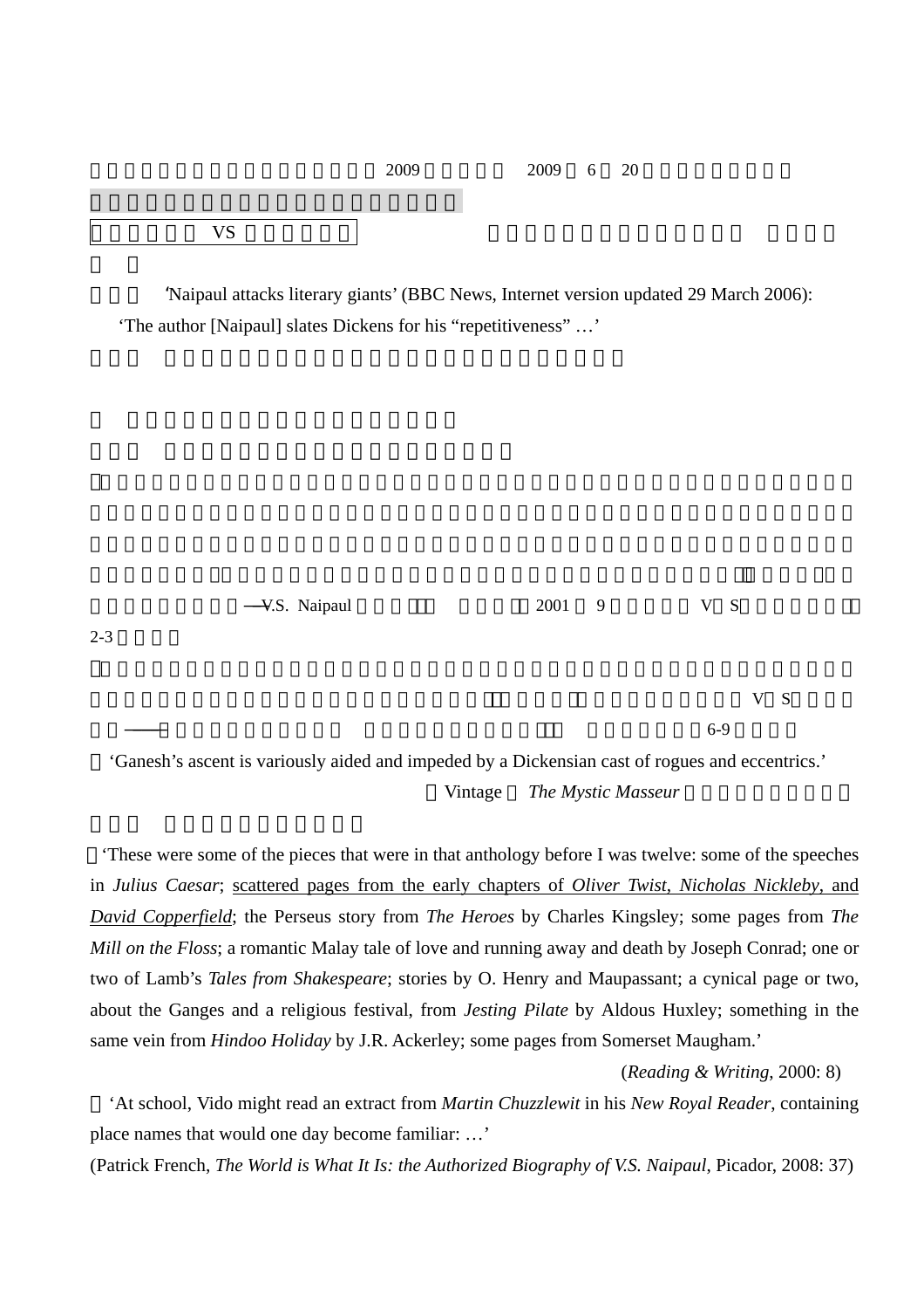2009 2009 6 20

VS

'Naipaul attacks literary giants' (BBC News, Internet version updated 29 March 2006):
'The author [Naipaul] slates Dickens for his "repetitiveness" …'

——V.S. Naipaul 2001 9 V S 2-3

V S —— 6-9

'Ganesh's ascent is variously aided and impeded by a Dickensian cast of rogues and eccentrics.'

Vintage *The Mystic Masseur*

'These were some of the pieces that were in that anthology before I was twelve: some of the speeches in *Julius Caesar*; <u>scattered pages from the early chapters of *Oliver Twist*, *Nicholas Nickleby*, and *David Copperfield*</u>; the Perseus story from *The Heroes* by Charles Kingsley; some pages from *The Mill on the Floss*; a romantic Malay tale of love and running away and death by Joseph Conrad; one or two of Lamb's *Tales from Shakespeare*; stories by O. Henry and Maupassant; a cynical page or two, about the Ganges and a religious festival, from *Jesting Pilate* by Aldous Huxley; something in the same vein from *Hindoo Holiday* by J.R. Ackerley; some pages from Somerset Maugham.'

(*Reading & Writing*, 2000: 8)

'At school, Vido might read an extract from *Martin Chuzzlewit* in his *New Royal Reader*, containing place names that would one day become familiar: …'

(Patrick French, *The World is What It Is: the Authorized Biography of V.S. Naipaul*, Picador, 2008: 37)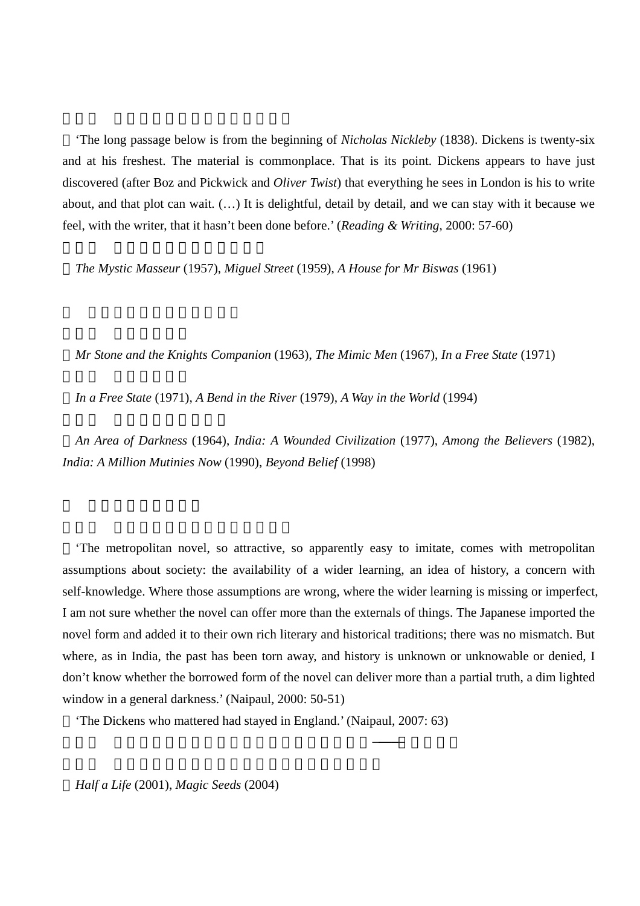□□□ □□□□□□□□□□□□□□□

□‘The long passage below is from the beginning of *Nicholas Nickleby* (1838). Dickens is twenty-six and at his freshest. The material is commonplace. That is its point. Dickens appears to have just discovered (after Boz and Pickwick and *Oliver Twist*) that everything he sees in London is his to write about, and that plot can wait. (…) It is delightful, detail by detail, and we can stay with it because we feel, with the writer, that it hasn’t been done before.’ (*Reading & Writing*, 2000: 57-60)

□□□ □□□□□□□□□□□□□

□*The Mystic Masseur* (1957), *Miguel Street* (1959), *A House for Mr Biswas* (1961)

□ □□□□□□□□□□□□□

□□□ □□□□□□

□*Mr Stone and the Knights Companion* (1963), *The Mimic Men* (1967), *In a Free State* (1971)

□□□ □□□□□□

□*In a Free State* (1971), *A Bend in the River* (1979), *A Way in the World* (1994)

□□□ □□□□□□□□□

□*An Area of Darkness* (1964), *India: A Wounded Civilization* (1977), *Among the Believers* (1982), *India: A Million Mutinies Now* (1990), *Beyond Belief* (1998)

□ □□□□□□□□□

□□□ □□□□□□□□□□□□□□□

□‘The metropolitan novel, so attractive, so apparently easy to imitate, comes with metropolitan assumptions about society: the availability of a wider learning, an idea of history, a concern with self-knowledge. Where those assumptions are wrong, where the wider learning is missing or imperfect, I am not sure whether the novel can offer more than the externals of things. The Japanese imported the novel form and added it to their own rich literary and historical traditions; there was no mismatch. But where, as in India, the past has been torn away, and history is unknown or unknowable or denied, I don’t know whether the borrowed form of the novel can deliver more than a partial truth, a dim lighted window in a general darkness.’ (Naipaul, 2000: 50-51)

□‘The Dickens who mattered had stayed in England.’ (Naipaul, 2007: 63)

□□□ □□□□□□□□□□□□□□□□□□□□□——□□□□□

□□□ □□□□□□□□□□□□□□□□□□□□□□

□*Half a Life* (2001), *Magic Seeds* (2004)